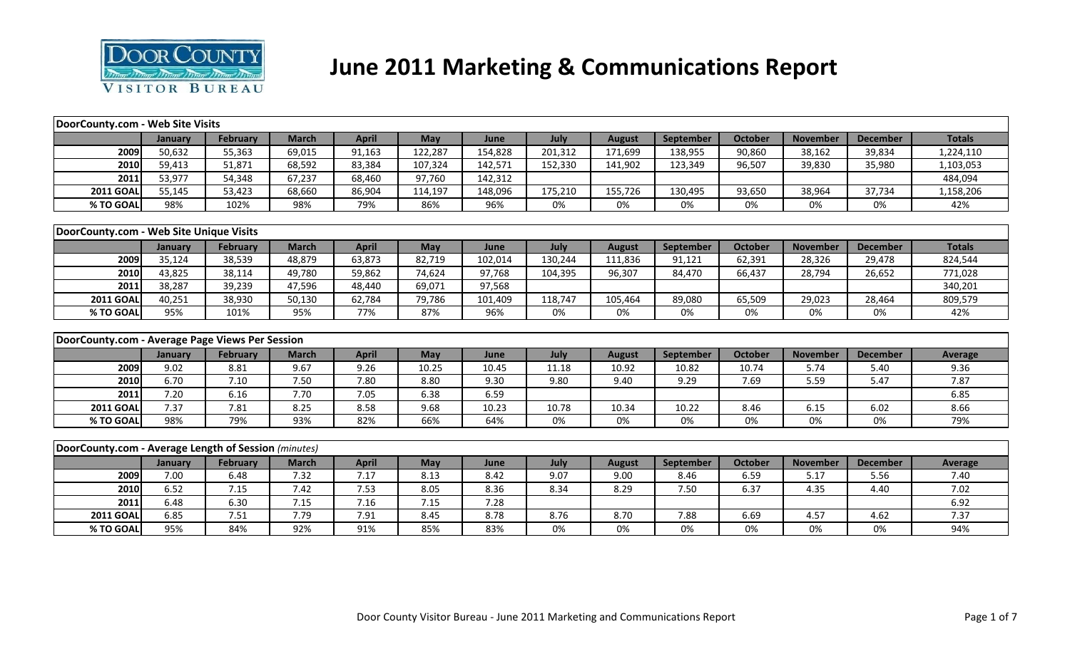# June 2011 Marketing & Communications Report

DOOR COUNTY VISITOR BUREAU

| DoorCounty.com - Web Site Visits | | | | | | | | | | | | | |
|---|---|---|---|---|---|---|---|---|---|---|---|---|---|
| | January | February | March | April | May | June | July | August | September | October | November | December | Totals |
| 2009 | 50,632 | 55,363 | 69,015 | 91,163 | 122,287 | 154,828 | 201,312 | 171,699 | 138,955 | 90,860 | 38,162 | 39,834 | 1,224,110 |
| 2010 | 59,413 | 51,871 | 68,592 | 83,384 | 107,324 | 142,571 | 152,330 | 141,902 | 123,349 | 96,507 | 39,830 | 35,980 | 1,103,053 |
| 2011 | 53,977 | 54,348 | 67,237 | 68,460 | 97,760 | 142,312 | | | | | | | 484,094 |
| 2011 GOAL | 55,145 | 53,423 | 68,660 | 86,904 | 114,197 | 148,096 | 175,210 | 155,726 | 130,495 | 93,650 | 38,964 | 37,734 | 1,158,206 |
| % TO GOAL | 98% | 102% | 98% | 79% | 86% | 96% | 0% | 0% | 0% | 0% | 0% | 0% | 42% |

| DoorCounty.com - Web Site Unique Visits | | | | | | | | | | | | | |
|---|---|---|---|---|---|---|---|---|---|---|---|---|---|
| | January | February | March | April | May | June | July | August | September | October | November | December | Totals |
| 2009 | 35,124 | 38,539 | 48,879 | 63,873 | 82,719 | 102,014 | 130,244 | 111,836 | 91,121 | 62,391 | 28,326 | 29,478 | 824,544 |
| 2010 | 43,825 | 38,114 | 49,780 | 59,862 | 74,624 | 97,768 | 104,395 | 96,307 | 84,470 | 66,437 | 28,794 | 26,652 | 771,028 |
| 2011 | 38,287 | 39,239 | 47,596 | 48,440 | 69,071 | 97,568 | | | | | | | 340,201 |
| 2011 GOAL | 40,251 | 38,930 | 50,130 | 62,784 | 79,786 | 101,409 | 118,747 | 105,464 | 89,080 | 65,509 | 29,023 | 28,464 | 809,579 |
| % TO GOAL | 95% | 101% | 95% | 77% | 87% | 96% | 0% | 0% | 0% | 0% | 0% | 0% | 42% |

| DoorCounty.com - Average Page Views Per Session | | | | | | | | | | | | | |
|---|---|---|---|---|---|---|---|---|---|---|---|---|---|
| | January | February | March | April | May | June | July | August | September | October | November | December | Average |
| 2009 | 9.02 | 8.81 | 9.67 | 9.26 | 10.25 | 10.45 | 11.18 | 10.92 | 10.82 | 10.74 | 5.74 | 5.40 | 9.36 |
| 2010 | 6.70 | 7.10 | 7.50 | 7.80 | 8.80 | 9.30 | 9.80 | 9.40 | 9.29 | 7.69 | 5.59 | 5.47 | 7.87 |
| 2011 | 7.20 | 6.16 | 7.70 | 7.05 | 6.38 | 6.59 | | | | | | | 6.85 |
| 2011 GOAL | 7.37 | 7.81 | 8.25 | 8.58 | 9.68 | 10.23 | 10.78 | 10.34 | 10.22 | 8.46 | 6.15 | 6.02 | 8.66 |
| % TO GOAL | 98% | 79% | 93% | 82% | 66% | 64% | 0% | 0% | 0% | 0% | 0% | 0% | 79% |

| DoorCounty.com - Average Length of Session *(minutes)* | | | | | | | | | | | | | |
|---|---|---|---|---|---|---|---|---|---|---|---|---|---|
| | January | February | March | April | May | June | July | August | September | October | November | December | Average |
| 2009 | 7.00 | 6.48 | 7.32 | 7.17 | 8.13 | 8.42 | 9.07 | 9.00 | 8.46 | 6.59 | 5.17 | 5.56 | 7.40 |
| 2010 | 6.52 | 7.15 | 7.42 | 7.53 | 8.05 | 8.36 | 8.34 | 8.29 | 7.50 | 6.37 | 4.35 | 4.40 | 7.02 |
| 2011 | 6.48 | 6.30 | 7.15 | 7.16 | 7.15 | 7.28 | | | | | | | 6.92 |
| 2011 GOAL | 6.85 | 7.51 | 7.79 | 7.91 | 8.45 | 8.78 | 8.76 | 8.70 | 7.88 | 6.69 | 4.57 | 4.62 | 7.37 |
| % TO GOAL | 95% | 84% | 92% | 91% | 85% | 83% | 0% | 0% | 0% | 0% | 0% | 0% | 94% |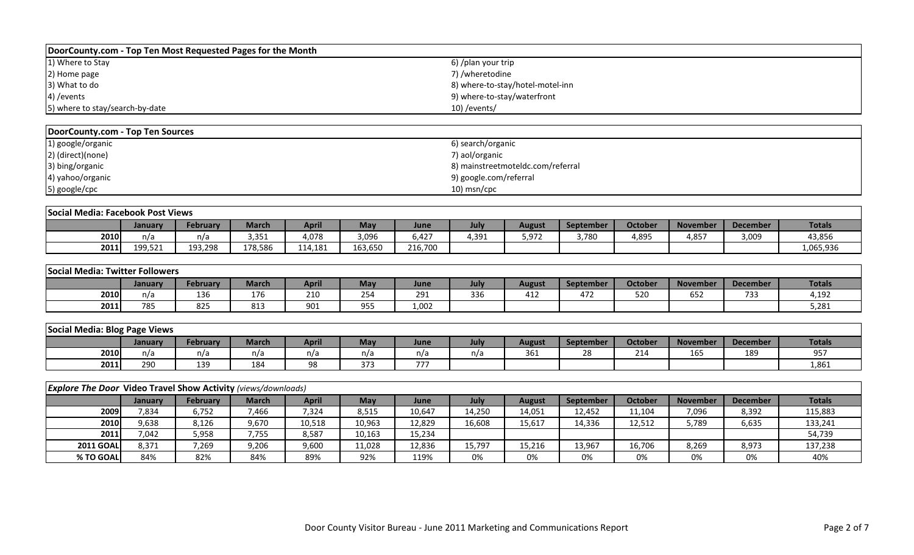## DoorCounty.com - Top Ten Most Requested Pages for the Month

| | |
|---|---|
| 1) Where to Stay | 6) /plan your trip |
| 2) Home page | 7) /wheretodine |
| 3) What to do | 8) where-to-stay/hotel-motel-inn |
| 4) /events | 9) where-to-stay/waterfront |
| 5) where to stay/search-by-date | 10) /events/ |

## DoorCounty.com - Top Ten Sources

| | |
|---|---|
| 1) google/organic | 6) search/organic |
| 2) (direct)(none) | 7) aol/organic |
| 3) bing/organic | 8) mainstreetmoteldc.com/referral |
| 4) yahoo/organic | 9) google.com/referral |
| 5) google/cpc | 10) msn/cpc |

## Social Media: Facebook Post Views

| | January | February | March | April | May | June | July | August | September | October | November | December | Totals |
|---|---|---|---|---|---|---|---|---|---|---|---|---|---|
| 2010 | n/a | n/a | 3,351 | 4,078 | 3,096 | 6,427 | 4,391 | 5,972 | 3,780 | 4,895 | 4,857 | 3,009 | 43,856 |
| 2011 | 199,521 | 193,298 | 178,586 | 114,181 | 163,650 | 216,700 | | | | | | | 1,065,936 |

## Social Media: Twitter Followers

| | January | February | March | April | May | June | July | August | September | October | November | December | Totals |
|---|---|---|---|---|---|---|---|---|---|---|---|---|---|
| 2010 | n/a | 136 | 176 | 210 | 254 | 291 | 336 | 412 | 472 | 520 | 652 | 733 | 4,192 |
| 2011 | 785 | 825 | 813 | 901 | 955 | 1,002 | | | | | | | 5,281 |

## Social Media: Blog Page Views

| | January | February | March | April | May | June | July | August | September | October | November | December | Totals |
|---|---|---|---|---|---|---|---|---|---|---|---|---|---|
| 2010 | n/a | n/a | n/a | n/a | n/a | n/a | n/a | 361 | 28 | 214 | 165 | 189 | 957 |
| 2011 | 290 | 139 | 184 | 98 | 373 | 777 | | | | | | | 1,861 |

## *Explore The Door* Video Travel Show Activity *(views/downloads)*

| | January | February | March | April | May | June | July | August | September | October | November | December | Totals |
|---|---|---|---|---|---|---|---|---|---|---|---|---|---|
| 2009 | 7,834 | 6,752 | 7,466 | 7,324 | 8,515 | 10,647 | 14,250 | 14,051 | 12,452 | 11,104 | 7,096 | 8,392 | 115,883 |
| 2010 | 9,638 | 8,126 | 9,670 | 10,518 | 10,963 | 12,829 | 16,608 | 15,617 | 14,336 | 12,512 | 5,789 | 6,635 | 133,241 |
| 2011 | 7,042 | 5,958 | 7,755 | 8,587 | 10,163 | 15,234 | | | | | | | 54,739 |
| 2011 GOAL | 8,371 | 7,269 | 9,206 | 9,600 | 11,028 | 12,836 | 15,797 | 15,216 | 13,967 | 16,706 | 8,269 | 8,973 | 137,238 |
| % TO GOAL | 84% | 82% | 84% | 89% | 92% | 119% | 0% | 0% | 0% | 0% | 0% | 0% | 40% |

Door County Visitor Bureau - June 2011 Marketing and Communications Report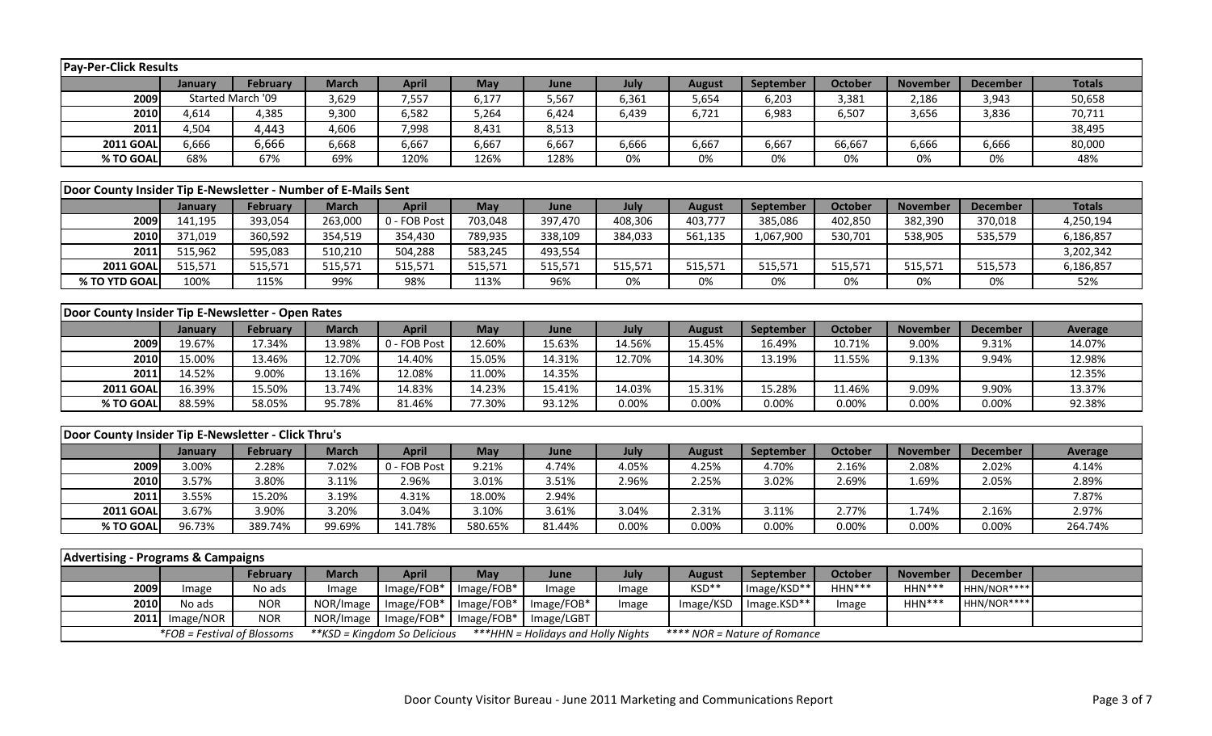**Pay-Per-Click Results**

| | January | February | March | April | May | June | July | August | September | October | November | December | Totals |
|---|---|---|---|---|---|---|---|---|---|---|---|---|---|
| 2009 | Started March '09 | | 3,629 | 7,557 | 6,177 | 5,567 | 6,361 | 5,654 | 6,203 | 3,381 | 2,186 | 3,943 | 50,658 |
| 2010 | 4,614 | 4,385 | 9,300 | 6,582 | 5,264 | 6,424 | 6,439 | 6,721 | 6,983 | 6,507 | 3,656 | 3,836 | 70,711 |
| 2011 | 4,504 | 4,443 | 4,606 | 7,998 | 8,431 | 8,513 | | | | | | | 38,495 |
| 2011 GOAL | 6,666 | 6,666 | 6,668 | 6,667 | 6,667 | 6,667 | 6,666 | 6,667 | 6,667 | 66,667 | 6,666 | 6,666 | 80,000 |
| % TO GOAL | 68% | 67% | 69% | 120% | 126% | 128% | 0% | 0% | 0% | 0% | 0% | 0% | 48% |

**Door County Insider Tip E-Newsletter - Number of E-Mails Sent**

| | January | February | March | April | May | June | July | August | September | October | November | December | Totals |
|---|---|---|---|---|---|---|---|---|---|---|---|---|---|
| 2009 | 141,195 | 393,054 | 263,000 | 0 - FOB Post | 703,048 | 397,470 | 408,306 | 403,777 | 385,086 | 402,850 | 382,390 | 370,018 | 4,250,194 |
| 2010 | 371,019 | 360,592 | 354,519 | 354,430 | 789,935 | 338,109 | 384,033 | 561,135 | 1,067,900 | 530,701 | 538,905 | 535,579 | 6,186,857 |
| 2011 | 515,962 | 595,083 | 510,210 | 504,288 | 583,245 | 493,554 | | | | | | | 3,202,342 |
| 2011 GOAL | 515,571 | 515,571 | 515,571 | 515,571 | 515,571 | 515,571 | 515,571 | 515,571 | 515,571 | 515,571 | 515,571 | 515,573 | 6,186,857 |
| % TO YTD GOAL | 100% | 115% | 99% | 98% | 113% | 96% | 0% | 0% | 0% | 0% | 0% | 0% | 52% |

**Door County Insider Tip E-Newsletter - Open Rates**

| | January | February | March | April | May | June | July | August | September | October | November | December | Average |
|---|---|---|---|---|---|---|---|---|---|---|---|---|---|
| 2009 | 19.67% | 17.34% | 13.98% | 0 - FOB Post | 12.60% | 15.63% | 14.56% | 15.45% | 16.49% | 10.71% | 9.00% | 9.31% | 14.07% |
| 2010 | 15.00% | 13.46% | 12.70% | 14.40% | 15.05% | 14.31% | 12.70% | 14.30% | 13.19% | 11.55% | 9.13% | 9.94% | 12.98% |
| 2011 | 14.52% | 9.00% | 13.16% | 12.08% | 11.00% | 14.35% | | | | | | | 12.35% |
| 2011 GOAL | 16.39% | 15.50% | 13.74% | 14.83% | 14.23% | 15.41% | 14.03% | 15.31% | 15.28% | 11.46% | 9.09% | 9.90% | 13.37% |
| % TO GOAL | 88.59% | 58.05% | 95.78% | 81.46% | 77.30% | 93.12% | 0.00% | 0.00% | 0.00% | 0.00% | 0.00% | 0.00% | 92.38% |

**Door County Insider Tip E-Newsletter - Click Thru's**

| | January | February | March | April | May | June | July | August | September | October | November | December | Average |
|---|---|---|---|---|---|---|---|---|---|---|---|---|---|
| 2009 | 3.00% | 2.28% | 7.02% | 0 - FOB Post | 9.21% | 4.74% | 4.05% | 4.25% | 4.70% | 2.16% | 2.08% | 2.02% | 4.14% |
| 2010 | 3.57% | 3.80% | 3.11% | 2.96% | 3.01% | 3.51% | 2.96% | 2.25% | 3.02% | 2.69% | 1.69% | 2.05% | 2.89% |
| 2011 | 3.55% | 15.20% | 3.19% | 4.31% | 18.00% | 2.94% | | | | | | | 7.87% |
| 2011 GOAL | 3.67% | 3.90% | 3.20% | 3.04% | 3.10% | 3.61% | 3.04% | 2.31% | 3.11% | 2.77% | 1.74% | 2.16% | 2.97% |
| % TO GOAL | 96.73% | 389.74% | 99.69% | 141.78% | 580.65% | 81.44% | 0.00% | 0.00% | 0.00% | 0.00% | 0.00% | 0.00% | 264.74% |

**Advertising - Programs & Campaigns**

| | | February | March | April | May | June | July | August | September | October | November | December |
|---|---|---|---|---|---|---|---|---|---|---|---|---|
| 2009 | Image | No ads | Image | Image/FOB* | Image/FOB* | Image | Image | KSD** | Image/KSD** | HHN*** | HHN*** | HHN/NOR**** |
| 2010 | No ads | NOR | NOR/Image | Image/FOB* | Image/FOB* | Image/FOB* | Image | Image/KSD | Image.KSD** | Image | HHN*** | HHN/NOR**** |
| 2011 | Image/NOR | NOR | NOR/Image | Image/FOB* | Image/FOB* | Image/LGBT | | | | | | |

*FOB = Festival of Blossoms &nbsp; **KSD = Kingdom So Delicious &nbsp; ***HHN = Holidays and Holly Nights &nbsp; **** NOR = Nature of Romance

Door County Visitor Bureau - June 2011 Marketing and Communications Report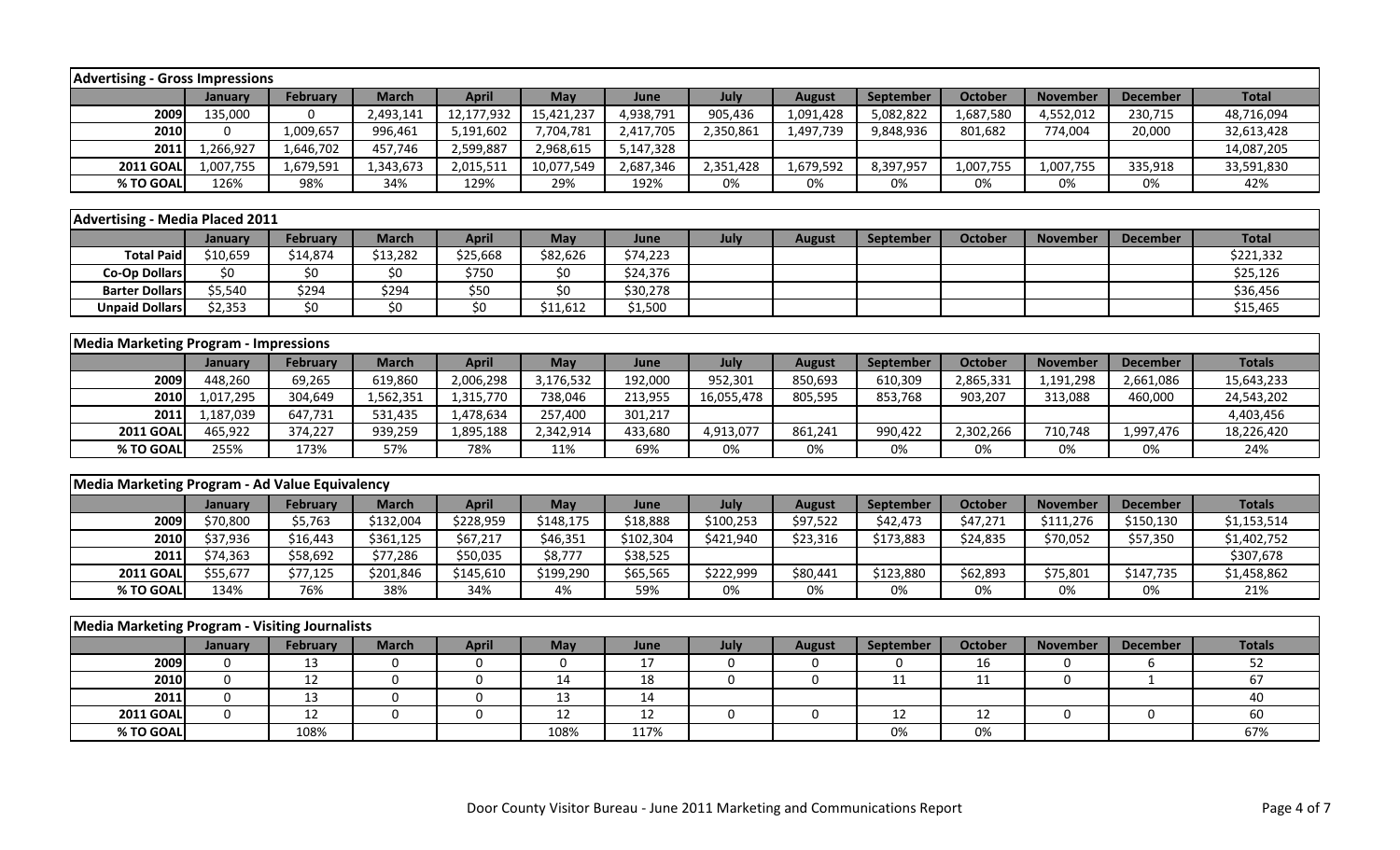## Advertising - Gross Impressions

| | January | February | March | April | May | June | July | August | September | October | November | December | Total |
|---|---|---|---|---|---|---|---|---|---|---|---|---|---|
| 2009 | 135,000 | 0 | 2,493,141 | 12,177,932 | 15,421,237 | 4,938,791 | 905,436 | 1,091,428 | 5,082,822 | 1,687,580 | 4,552,012 | 230,715 | 48,716,094 |
| 2010 | 0 | 1,009,657 | 996,461 | 5,191,602 | 7,704,781 | 2,417,705 | 2,350,861 | 1,497,739 | 9,848,936 | 801,682 | 774,004 | 20,000 | 32,613,428 |
| 2011 | 1,266,927 | 1,646,702 | 457,746 | 2,599,887 | 2,968,615 | 5,147,328 | | | | | | | 14,087,205 |
| 2011 GOAL | 1,007,755 | 1,679,591 | 1,343,673 | 2,015,511 | 10,077,549 | 2,687,346 | 2,351,428 | 1,679,592 | 8,397,957 | 1,007,755 | 1,007,755 | 335,918 | 33,591,830 |
| % TO GOAL | 126% | 98% | 34% | 129% | 29% | 192% | 0% | 0% | 0% | 0% | 0% | 0% | 42% |

## Advertising - Media Placed 2011

| | January | February | March | April | May | June | July | August | September | October | November | December | Total |
|---|---|---|---|---|---|---|---|---|---|---|---|---|---|
| Total Paid | $10,659 | $14,874 | $13,282 | $25,668 | $82,626 | $74,223 | | | | | | | $221,332 |
| Co-Op Dollars | $0 | $0 | $0 | $750 | $0 | $24,376 | | | | | | | $25,126 |
| Barter Dollars | $5,540 | $294 | $294 | $50 | $0 | $30,278 | | | | | | | $36,456 |
| Unpaid Dollars | $2,353 | $0 | $0 | $0 | $11,612 | $1,500 | | | | | | | $15,465 |

## Media Marketing Program - Impressions

| | January | February | March | April | May | June | July | August | September | October | November | December | Totals |
|---|---|---|---|---|---|---|---|---|---|---|---|---|---|
| 2009 | 448,260 | 69,265 | 619,860 | 2,006,298 | 3,176,532 | 192,000 | 952,301 | 850,693 | 610,309 | 2,865,331 | 1,191,298 | 2,661,086 | 15,643,233 |
| 2010 | 1,017,295 | 304,649 | 1,562,351 | 1,315,770 | 738,046 | 213,955 | 16,055,478 | 805,595 | 853,768 | 903,207 | 313,088 | 460,000 | 24,543,202 |
| 2011 | 1,187,039 | 647,731 | 531,435 | 1,478,634 | 257,400 | 301,217 | | | | | | | 4,403,456 |
| 2011 GOAL | 465,922 | 374,227 | 939,259 | 1,895,188 | 2,342,914 | 433,680 | 4,913,077 | 861,241 | 990,422 | 2,302,266 | 710,748 | 1,997,476 | 18,226,420 |
| % TO GOAL | 255% | 173% | 57% | 78% | 11% | 69% | 0% | 0% | 0% | 0% | 0% | 0% | 24% |

## Media Marketing Program - Ad Value Equivalency

| | January | February | March | April | May | June | July | August | September | October | November | December | Totals |
|---|---|---|---|---|---|---|---|---|---|---|---|---|---|
| 2009 | $70,800 | $5,763 | $132,004 | $228,959 | $148,175 | $18,888 | $100,253 | $97,522 | $42,473 | $47,271 | $111,276 | $150,130 | $1,153,514 |
| 2010 | $37,936 | $16,443 | $361,125 | $67,217 | $46,351 | $102,304 | $421,940 | $23,316 | $173,883 | $24,835 | $70,052 | $57,350 | $1,402,752 |
| 2011 | $74,363 | $58,692 | $77,286 | $50,035 | $8,777 | $38,525 | | | | | | | $307,678 |
| 2011 GOAL | $55,677 | $77,125 | $201,846 | $145,610 | $199,290 | $65,565 | $222,999 | $80,441 | $123,880 | $62,893 | $75,801 | $147,735 | $1,458,862 |
| % TO GOAL | 134% | 76% | 38% | 34% | 4% | 59% | 0% | 0% | 0% | 0% | 0% | 0% | 21% |

## Media Marketing Program - Visiting Journalists

| | January | February | March | April | May | June | July | August | September | October | November | December | Totals |
|---|---|---|---|---|---|---|---|---|---|---|---|---|---|
| 2009 | 0 | 13 | 0 | 0 | 0 | 17 | 0 | 0 | 0 | 16 | 0 | 6 | 52 |
| 2010 | 0 | 12 | 0 | 0 | 14 | 18 | 0 | 0 | 11 | 11 | 0 | 1 | 67 |
| 2011 | 0 | 13 | 0 | 0 | 13 | 14 | | | | | | | 40 |
| 2011 GOAL | 0 | 12 | 0 | 0 | 12 | 12 | 0 | 0 | 12 | 12 | 0 | 0 | 60 |
| % TO GOAL | | 108% | | | 108% | 117% | | | 0% | 0% | | | 67% |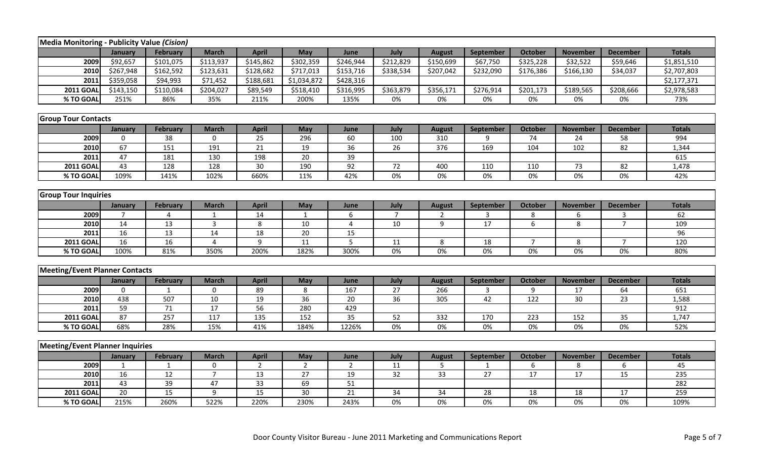| Media Monitoring - Publicity Value *(Cision)* | | | | | | | | | | | | | |
|---|---|---|---|---|---|---|---|---|---|---|---|---|---|
| | January | February | March | April | May | June | July | August | September | October | November | December | Totals |
| 2009 | $92,657 | $101,075 | $113,937 | $145,862 | $302,359 | $246,944 | $212,829 | $150,699 | $67,750 | $325,228 | $32,522 | $59,646 | $1,851,510 |
| 2010 | $267,948 | $162,592 | $123,631 | $128,682 | $717,013 | $153,716 | $338,534 | $207,042 | $232,090 | $176,386 | $166,130 | $34,037 | $2,707,803 |
| 2011 | $359,058 | $94,993 | $71,452 | $188,681 | $1,034,872 | $428,316 | | | | | | | $2,177,371 |
| 2011 GOAL | $143,150 | $110,084 | $204,027 | $89,549 | $518,410 | $316,995 | $363,879 | $356,171 | $276,914 | $201,173 | $189,565 | $208,666 | $2,978,583 |
| % TO GOAL | 251% | 86% | 35% | 211% | 200% | 135% | 0% | 0% | 0% | 0% | 0% | 0% | 73% |

| Group Tour Contacts | | | | | | | | | | | | | |
|---|---|---|---|---|---|---|---|---|---|---|---|---|---|
| | January | February | March | April | May | June | July | August | September | October | November | December | Totals |
| 2009 | 0 | 38 | 0 | 25 | 296 | 60 | 100 | 310 | 9 | 74 | 24 | 58 | 994 |
| 2010 | 67 | 151 | 191 | 21 | 19 | 36 | 26 | 376 | 169 | 104 | 102 | 82 | 1,344 |
| 2011 | 47 | 181 | 130 | 198 | 20 | 39 | | | | | | | 615 |
| 2011 GOAL | 43 | 128 | 128 | 30 | 190 | 92 | 72 | 400 | 110 | 110 | 73 | 82 | 1,478 |
| % TO GOAL | 109% | 141% | 102% | 660% | 11% | 42% | 0% | 0% | 0% | 0% | 0% | 0% | 42% |

| Group Tour Inquiries | | | | | | | | | | | | | |
|---|---|---|---|---|---|---|---|---|---|---|---|---|---|
| | January | February | March | April | May | June | July | August | September | October | November | December | Totals |
| 2009 | 7 | 4 | 1 | 14 | 1 | 6 | 7 | 2 | 3 | 8 | 6 | 3 | 62 |
| 2010 | 14 | 13 | 3 | 8 | 10 | 4 | 10 | 9 | 17 | 6 | 8 | 7 | 109 |
| 2011 | 16 | 13 | 14 | 18 | 20 | 15 | | | | | | | 96 |
| 2011 GOAL | 16 | 16 | 4 | 9 | 11 | 5 | 11 | 8 | 18 | 7 | 8 | 7 | 120 |
| % TO GOAL | 100% | 81% | 350% | 200% | 182% | 300% | 0% | 0% | 0% | 0% | 0% | 0% | 80% |

| Meeting/Event Planner Contacts | | | | | | | | | | | | | |
|---|---|---|---|---|---|---|---|---|---|---|---|---|---|
| | January | February | March | April | May | June | July | August | September | October | November | December | Totals |
| 2009 | 0 | 1 | 0 | 89 | 8 | 167 | 27 | 266 | 3 | 9 | 17 | 64 | 651 |
| 2010 | 438 | 507 | 10 | 19 | 36 | 20 | 36 | 305 | 42 | 122 | 30 | 23 | 1,588 |
| 2011 | 59 | 71 | 17 | 56 | 280 | 429 | | | | | | | 912 |
| 2011 GOAL | 87 | 257 | 117 | 135 | 152 | 35 | 52 | 332 | 170 | 223 | 152 | 35 | 1,747 |
| % TO GOAL | 68% | 28% | 15% | 41% | 184% | 1226% | 0% | 0% | 0% | 0% | 0% | 0% | 52% |

| Meeting/Event Planner Inquiries | | | | | | | | | | | | | |
|---|---|---|---|---|---|---|---|---|---|---|---|---|---|
| | January | February | March | April | May | June | July | August | September | October | November | December | Totals |
| 2009 | 1 | 1 | 0 | 2 | 2 | 2 | 11 | 5 | 1 | 6 | 8 | 6 | 45 |
| 2010 | 16 | 12 | 7 | 13 | 27 | 19 | 32 | 33 | 27 | 17 | 17 | 15 | 235 |
| 2011 | 43 | 39 | 47 | 33 | 69 | 51 | | | | | | | 282 |
| 2011 GOAL | 20 | 15 | 9 | 15 | 30 | 21 | 34 | 34 | 28 | 18 | 18 | 17 | 259 |
| % TO GOAL | 215% | 260% | 522% | 220% | 230% | 243% | 0% | 0% | 0% | 0% | 0% | 0% | 109% |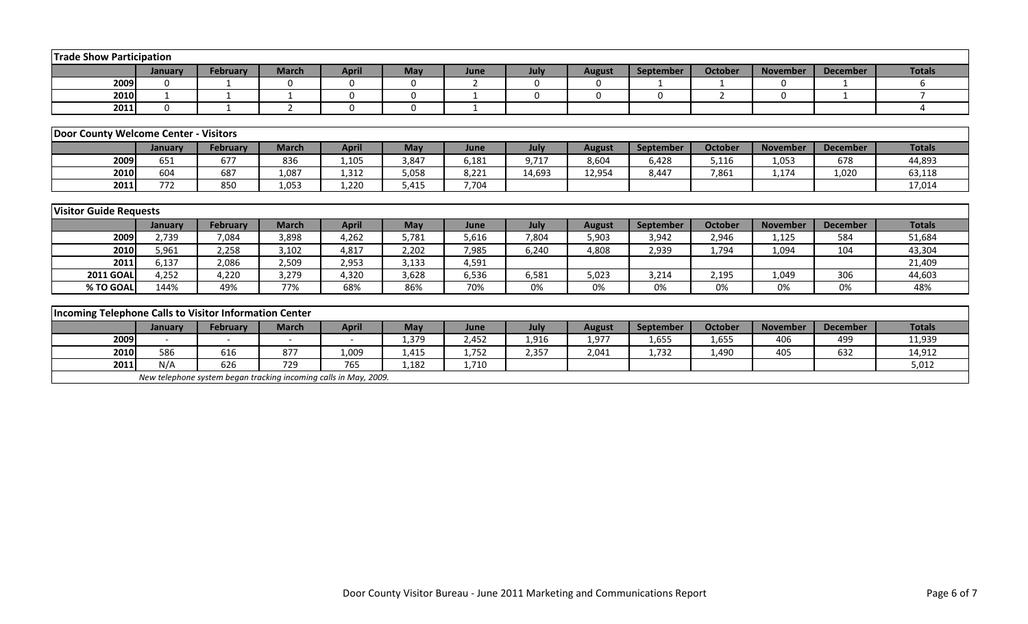**Trade Show Participation**

| | January | February | March | April | May | June | July | August | September | October | November | December | Totals |
|---|---|---|---|---|---|---|---|---|---|---|---|---|---|
| 2009 | 0 | 1 | 0 | 0 | 0 | 2 | 0 | 0 | 1 | 1 | 0 | 1 | 6 |
| 2010 | 1 | 1 | 1 | 0 | 0 | 1 | 0 | 0 | 0 | 2 | 0 | 1 | 7 |
| 2011 | 0 | 1 | 2 | 0 | 0 | 1 | | | | | | | 4 |

**Door County Welcome Center - Visitors**

| | January | February | March | April | May | June | July | August | September | October | November | December | Totals |
|---|---|---|---|---|---|---|---|---|---|---|---|---|---|
| 2009 | 651 | 677 | 836 | 1,105 | 3,847 | 6,181 | 9,717 | 8,604 | 6,428 | 5,116 | 1,053 | 678 | 44,893 |
| 2010 | 604 | 687 | 1,087 | 1,312 | 5,058 | 8,221 | 14,693 | 12,954 | 8,447 | 7,861 | 1,174 | 1,020 | 63,118 |
| 2011 | 772 | 850 | 1,053 | 1,220 | 5,415 | 7,704 | | | | | | | 17,014 |

**Visitor Guide Requests**

| | January | February | March | April | May | June | July | August | September | October | November | December | Totals |
|---|---|---|---|---|---|---|---|---|---|---|---|---|---|
| 2009 | 2,739 | 7,084 | 3,898 | 4,262 | 5,781 | 5,616 | 7,804 | 5,903 | 3,942 | 2,946 | 1,125 | 584 | 51,684 |
| 2010 | 5,961 | 2,258 | 3,102 | 4,817 | 2,202 | 7,985 | 6,240 | 4,808 | 2,939 | 1,794 | 1,094 | 104 | 43,304 |
| 2011 | 6,137 | 2,086 | 2,509 | 2,953 | 3,133 | 4,591 | | | | | | | 21,409 |
| 2011 GOAL | 4,252 | 4,220 | 3,279 | 4,320 | 3,628 | 6,536 | 6,581 | 5,023 | 3,214 | 2,195 | 1,049 | 306 | 44,603 |
| % TO GOAL | 144% | 49% | 77% | 68% | 86% | 70% | 0% | 0% | 0% | 0% | 0% | 0% | 48% |

**Incoming Telephone Calls to Visitor Information Center**

| | January | February | March | April | May | June | July | August | September | October | November | December | Totals |
|---|---|---|---|---|---|---|---|---|---|---|---|---|---|
| 2009 | - | - | - | - | 1,379 | 2,452 | 1,916 | 1,977 | 1,655 | 1,655 | 406 | 499 | 11,939 |
| 2010 | 586 | 616 | 877 | 1,009 | 1,415 | 1,752 | 2,357 | 2,041 | 1,732 | 1,490 | 405 | 632 | 14,912 |
| 2011 | N/A | 626 | 729 | 765 | 1,182 | 1,710 | | | | | | | 5,012 |

*New telephone system began tracking incoming calls in May, 2009.*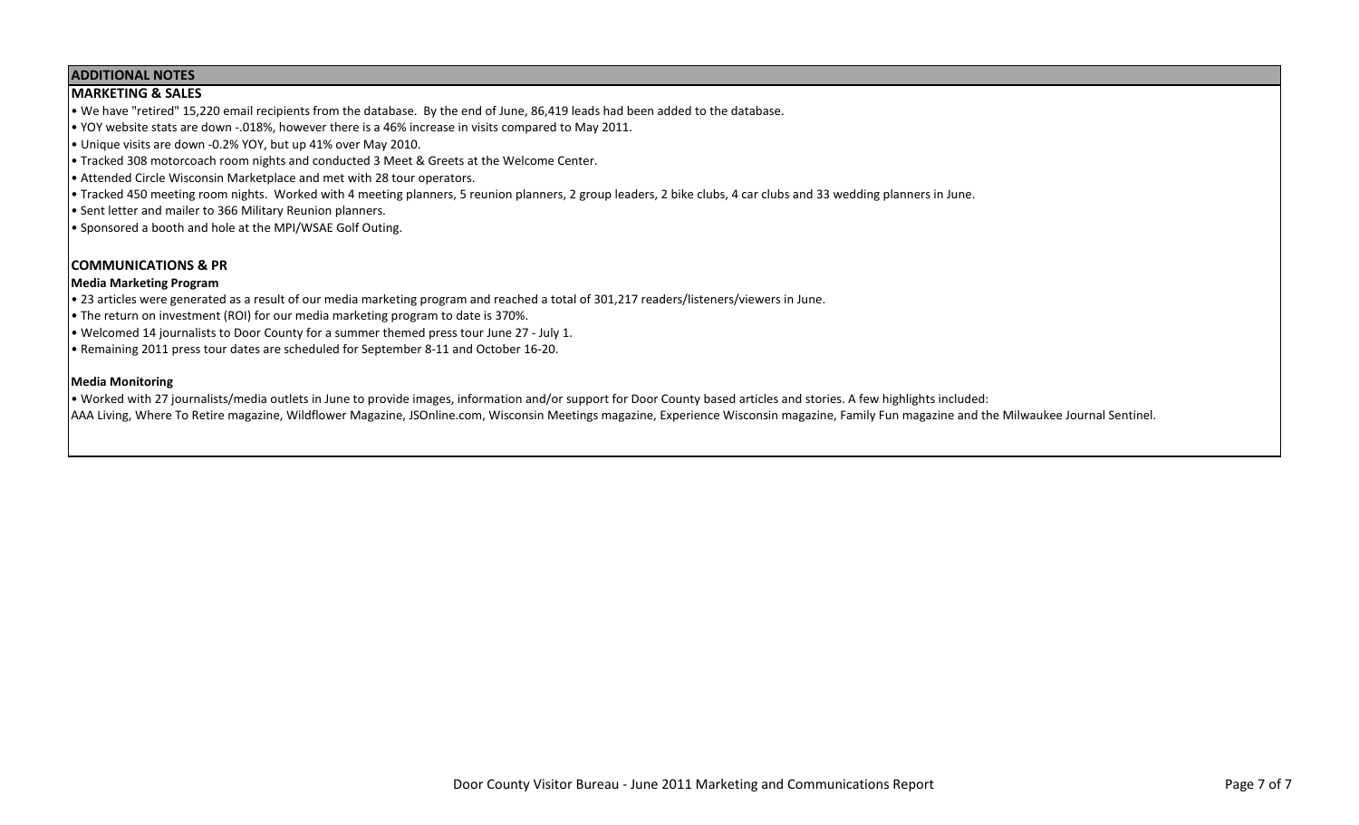## ADDITIONAL NOTES

### MARKETING & SALES

- We have "retired" 15,220 email recipients from the database. By the end of June, 86,419 leads had been added to the database.
- YOY website stats are down -.018%, however there is a 46% increase in visits compared to May 2011.
- Unique visits are down -0.2% YOY, but up 41% over May 2010.
- Tracked 308 motorcoach room nights and conducted 3 Meet & Greets at the Welcome Center.
- Attended Circle Wisconsin Marketplace and met with 28 tour operators.
- Tracked 450 meeting room nights. Worked with 4 meeting planners, 5 reunion planners, 2 group leaders, 2 bike clubs, 4 car clubs and 33 wedding planners in June.
- Sent letter and mailer to 366 Military Reunion planners.
- Sponsored a booth and hole at the MPI/WSAE Golf Outing.

### COMMUNICATIONS & PR

**Media Marketing Program**

- 23 articles were generated as a result of our media marketing program and reached a total of 301,217 readers/listeners/viewers in June.
- The return on investment (ROI) for our media marketing program to date is 370%.
- Welcomed 14 journalists to Door County for a summer themed press tour June 27 - July 1.
- Remaining 2011 press tour dates are scheduled for September 8-11 and October 16-20.

**Media Monitoring**

- Worked with 27 journalists/media outlets in June to provide images, information and/or support for Door County based articles and stories. A few highlights included:

AAA Living, Where To Retire magazine, Wildflower Magazine, JSOnline.com, Wisconsin Meetings magazine, Experience Wisconsin magazine, Family Fun magazine and the Milwaukee Journal Sentinel.